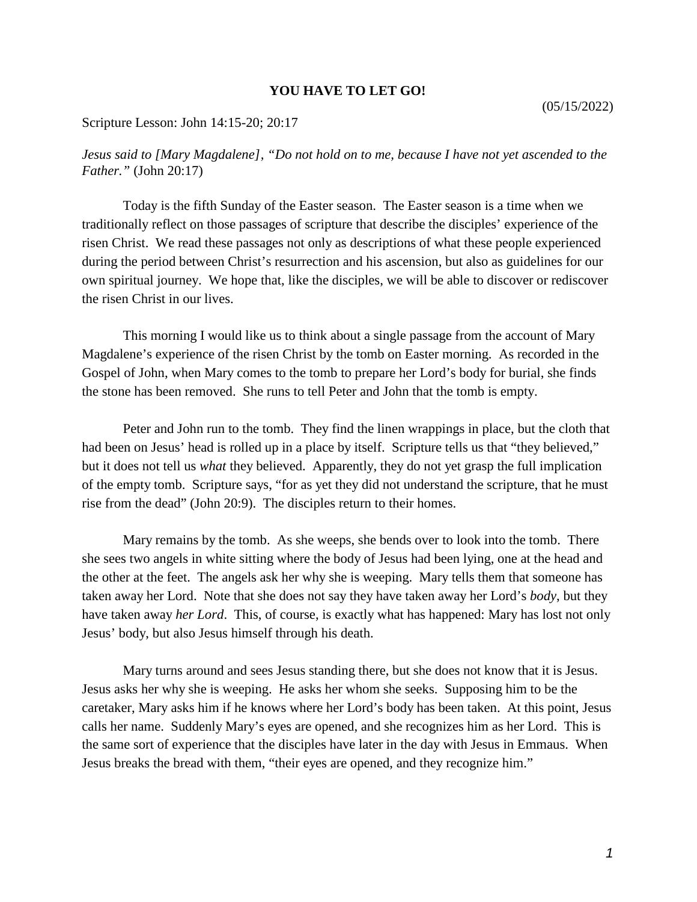# YOU HAVE TO LET GO!

(05/15/2022)

Scripture Lesson: John 14:15-20; 20:17

*Jesus said to [Mary Magdalene], "Do not hold on to me, because I have not yet ascended to the Father."* (John 20:17)

Today is the fifth Sunday of the Easter season. The Easter season is a time when we traditionally reflect on those passages of scripture that describe the disciples' experience of the risen Christ. We read these passages not only as descriptions of what these people experienced during the period between Christ's resurrection and his ascension, but also as guidelines for our own spiritual journey. We hope that, like the disciples, we will be able to discover or rediscover the risen Christ in our lives.

This morning I would like us to think about a single passage from the account of Mary Magdalene's experience of the risen Christ by the tomb on Easter morning. As recorded in the Gospel of John, when Mary comes to the tomb to prepare her Lord's body for burial, she finds the stone has been removed. She runs to tell Peter and John that the tomb is empty.

Peter and John run to the tomb. They find the linen wrappings in place, but the cloth that had been on Jesus' head is rolled up in a place by itself. Scripture tells us that "they believed," but it does not tell us *what* they believed. Apparently, they do not yet grasp the full implication of the empty tomb. Scripture says, "for as yet they did not understand the scripture, that he must rise from the dead" (John 20:9). The disciples return to their homes.

Mary remains by the tomb. As she weeps, she bends over to look into the tomb. There she sees two angels in white sitting where the body of Jesus had been lying, one at the head and the other at the feet. The angels ask her why she is weeping. Mary tells them that someone has taken away her Lord. Note that she does not say they have taken away her Lord's *body*, but they have taken away *her Lord*. This, of course, is exactly what has happened: Mary has lost not only Jesus' body, but also Jesus himself through his death.

Mary turns around and sees Jesus standing there, but she does not know that it is Jesus. Jesus asks her why she is weeping. He asks her whom she seeks. Supposing him to be the caretaker, Mary asks him if he knows where her Lord's body has been taken. At this point, Jesus calls her name. Suddenly Mary's eyes are opened, and she recognizes him as her Lord. This is the same sort of experience that the disciples have later in the day with Jesus in Emmaus. When Jesus breaks the bread with them, "their eyes are opened, and they recognize him."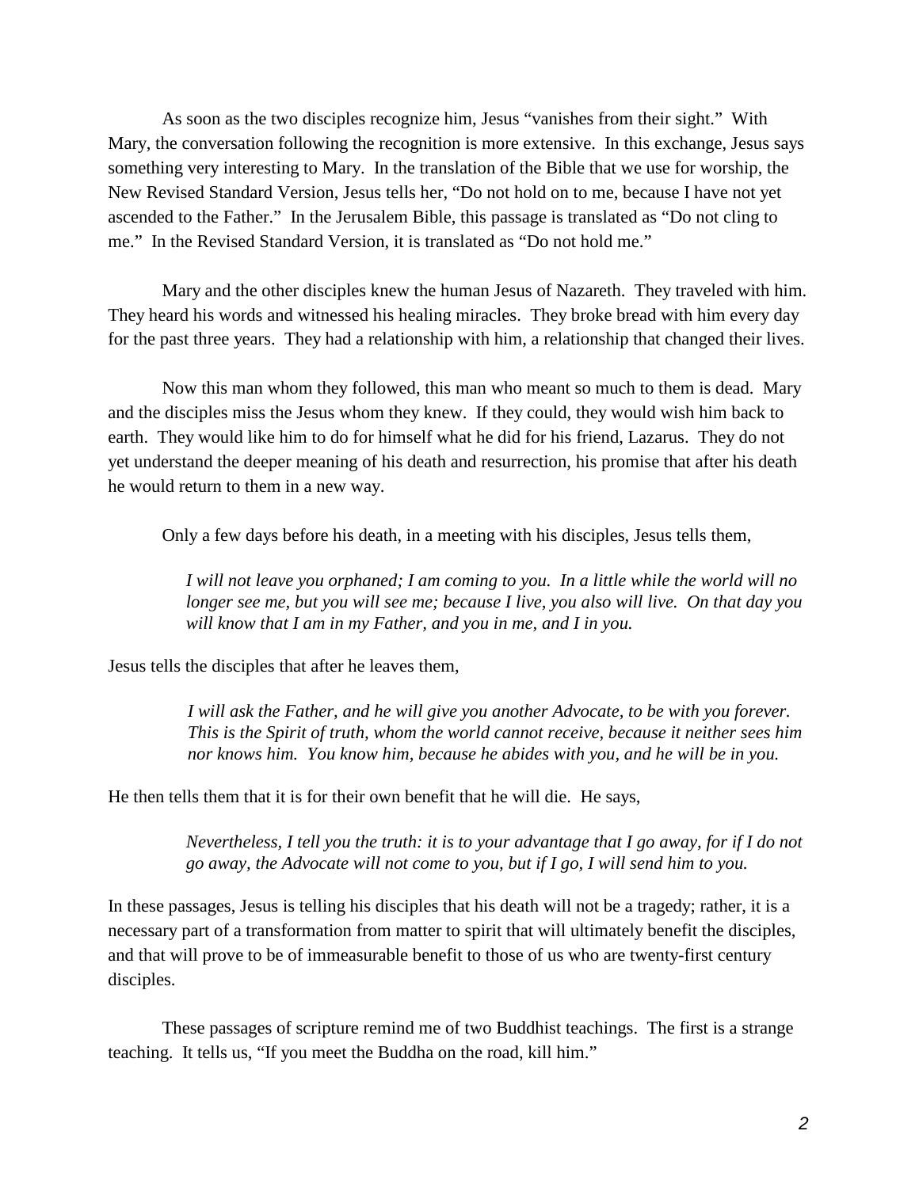As soon as the two disciples recognize him, Jesus "vanishes from their sight." With Mary, the conversation following the recognition is more extensive. In this exchange, Jesus says something very interesting to Mary. In the translation of the Bible that we use for worship, the New Revised Standard Version, Jesus tells her, "Do not hold on to me, because I have not yet ascended to the Father." In the Jerusalem Bible, this passage is translated as "Do not cling to me." In the Revised Standard Version, it is translated as "Do not hold me."

Mary and the other disciples knew the human Jesus of Nazareth. They traveled with him. They heard his words and witnessed his healing miracles. They broke bread with him every day for the past three years. They had a relationship with him, a relationship that changed their lives.

Now this man whom they followed, this man who meant so much to them is dead. Mary and the disciples miss the Jesus whom they knew. If they could, they would wish him back to earth. They would like him to do for himself what he did for his friend, Lazarus. They do not yet understand the deeper meaning of his death and resurrection, his promise that after his death he would return to them in a new way.

Only a few days before his death, in a meeting with his disciples, Jesus tells them,

> *I will not leave you orphaned; I am coming to you. In a little while the world will no longer see me, but you will see me; because I live, you also will live. On that day you will know that I am in my Father, and you in me, and I in you.*

Jesus tells the disciples that after he leaves them,

> *I will ask the Father, and he will give you another Advocate, to be with you forever. This is the Spirit of truth, whom the world cannot receive, because it neither sees him nor knows him. You know him, because he abides with you, and he will be in you.*

He then tells them that it is for their own benefit that he will die. He says,

> *Nevertheless, I tell you the truth: it is to your advantage that I go away, for if I do not go away, the Advocate will not come to you, but if I go, I will send him to you.*

In these passages, Jesus is telling his disciples that his death will not be a tragedy; rather, it is a necessary part of a transformation from matter to spirit that will ultimately benefit the disciples, and that will prove to be of immeasurable benefit to those of us who are twenty-first century disciples.

These passages of scripture remind me of two Buddhist teachings. The first is a strange teaching. It tells us, "If you meet the Buddha on the road, kill him."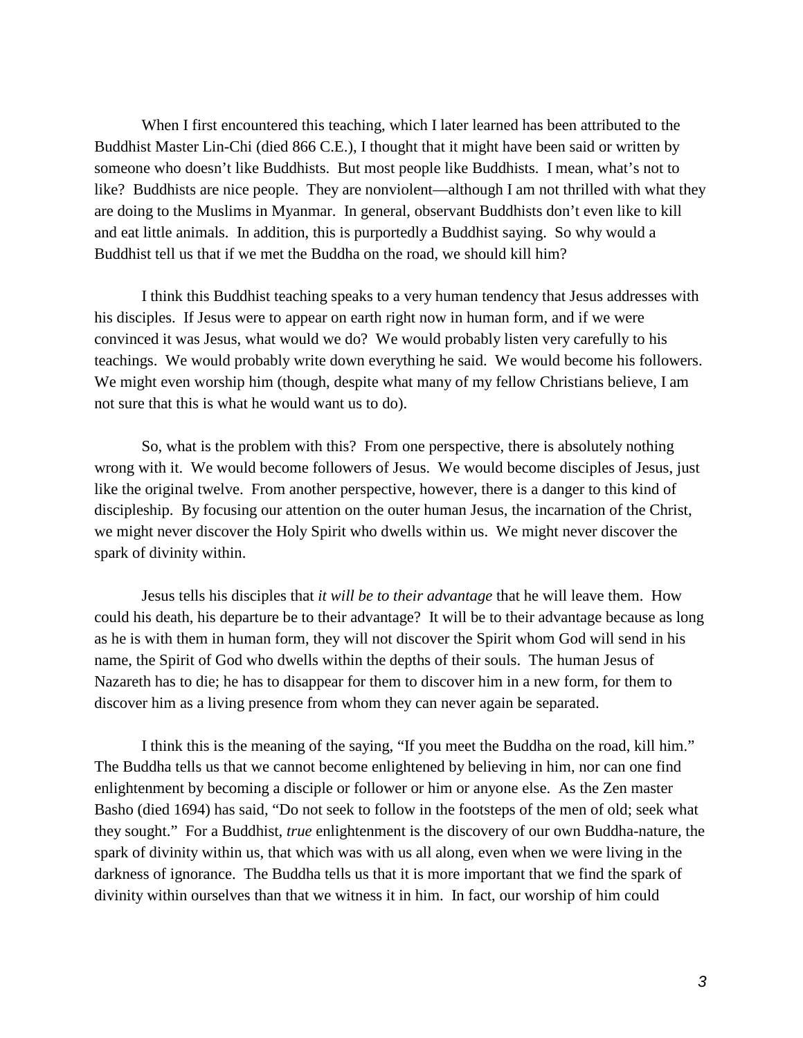When I first encountered this teaching, which I later learned has been attributed to the Buddhist Master Lin-Chi (died 866 C.E.), I thought that it might have been said or written by someone who doesn't like Buddhists. But most people like Buddhists. I mean, what's not to like? Buddhists are nice people. They are nonviolent—although I am not thrilled with what they are doing to the Muslims in Myanmar. In general, observant Buddhists don't even like to kill and eat little animals. In addition, this is purportedly a Buddhist saying. So why would a Buddhist tell us that if we met the Buddha on the road, we should kill him?

I think this Buddhist teaching speaks to a very human tendency that Jesus addresses with his disciples. If Jesus were to appear on earth right now in human form, and if we were convinced it was Jesus, what would we do? We would probably listen very carefully to his teachings. We would probably write down everything he said. We would become his followers. We might even worship him (though, despite what many of my fellow Christians believe, I am not sure that this is what he would want us to do).

So, what is the problem with this? From one perspective, there is absolutely nothing wrong with it. We would become followers of Jesus. We would become disciples of Jesus, just like the original twelve. From another perspective, however, there is a danger to this kind of discipleship. By focusing our attention on the outer human Jesus, the incarnation of the Christ, we might never discover the Holy Spirit who dwells within us. We might never discover the spark of divinity within.

Jesus tells his disciples that *it will be to their advantage* that he will leave them. How could his death, his departure be to their advantage? It will be to their advantage because as long as he is with them in human form, they will not discover the Spirit whom God will send in his name, the Spirit of God who dwells within the depths of their souls. The human Jesus of Nazareth has to die; he has to disappear for them to discover him in a new form, for them to discover him as a living presence from whom they can never again be separated.

I think this is the meaning of the saying, "If you meet the Buddha on the road, kill him." The Buddha tells us that we cannot become enlightened by believing in him, nor can one find enlightenment by becoming a disciple or follower or him or anyone else. As the Zen master Basho (died 1694) has said, "Do not seek to follow in the footsteps of the men of old; seek what they sought." For a Buddhist, *true* enlightenment is the discovery of our own Buddha-nature, the spark of divinity within us, that which was with us all along, even when we were living in the darkness of ignorance. The Buddha tells us that it is more important that we find the spark of divinity within ourselves than that we witness it in him. In fact, our worship of him could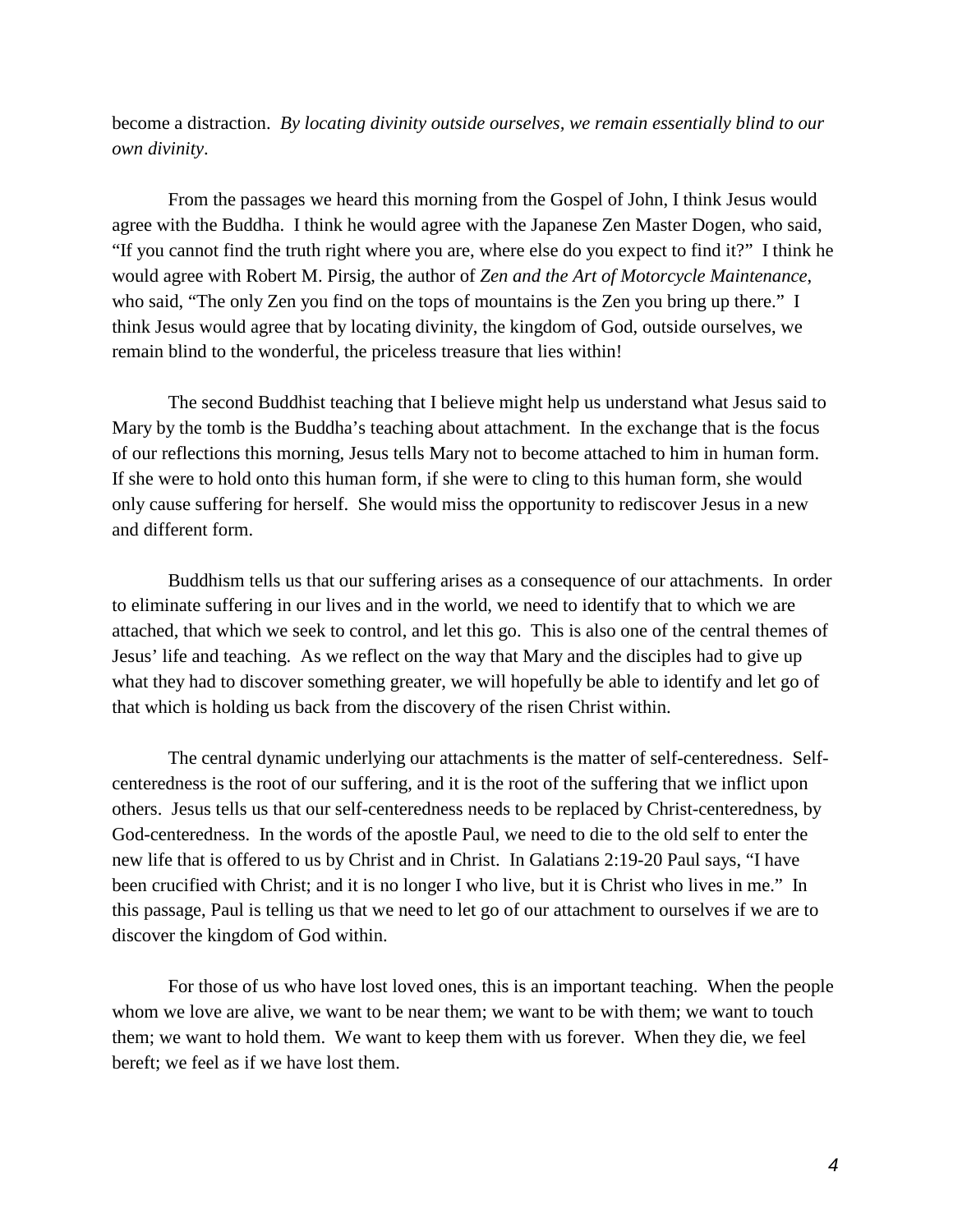become a distraction. *By locating divinity outside ourselves, we remain essentially blind to our own divinity*.

From the passages we heard this morning from the Gospel of John, I think Jesus would agree with the Buddha. I think he would agree with the Japanese Zen Master Dogen, who said, "If you cannot find the truth right where you are, where else do you expect to find it?" I think he would agree with Robert M. Pirsig, the author of *Zen and the Art of Motorcycle Maintenance*, who said, "The only Zen you find on the tops of mountains is the Zen you bring up there." I think Jesus would agree that by locating divinity, the kingdom of God, outside ourselves, we remain blind to the wonderful, the priceless treasure that lies within!

The second Buddhist teaching that I believe might help us understand what Jesus said to Mary by the tomb is the Buddha's teaching about attachment. In the exchange that is the focus of our reflections this morning, Jesus tells Mary not to become attached to him in human form. If she were to hold onto this human form, if she were to cling to this human form, she would only cause suffering for herself. She would miss the opportunity to rediscover Jesus in a new and different form.

Buddhism tells us that our suffering arises as a consequence of our attachments. In order to eliminate suffering in our lives and in the world, we need to identify that to which we are attached, that which we seek to control, and let this go. This is also one of the central themes of Jesus' life and teaching. As we reflect on the way that Mary and the disciples had to give up what they had to discover something greater, we will hopefully be able to identify and let go of that which is holding us back from the discovery of the risen Christ within.

The central dynamic underlying our attachments is the matter of self-centeredness. Self-centeredness is the root of our suffering, and it is the root of the suffering that we inflict upon others. Jesus tells us that our self-centeredness needs to be replaced by Christ-centeredness, by God-centeredness. In the words of the apostle Paul, we need to die to the old self to enter the new life that is offered to us by Christ and in Christ. In Galatians 2:19-20 Paul says, "I have been crucified with Christ; and it is no longer I who live, but it is Christ who lives in me." In this passage, Paul is telling us that we need to let go of our attachment to ourselves if we are to discover the kingdom of God within.

For those of us who have lost loved ones, this is an important teaching. When the people whom we love are alive, we want to be near them; we want to be with them; we want to touch them; we want to hold them. We want to keep them with us forever. When they die, we feel bereft; we feel as if we have lost them.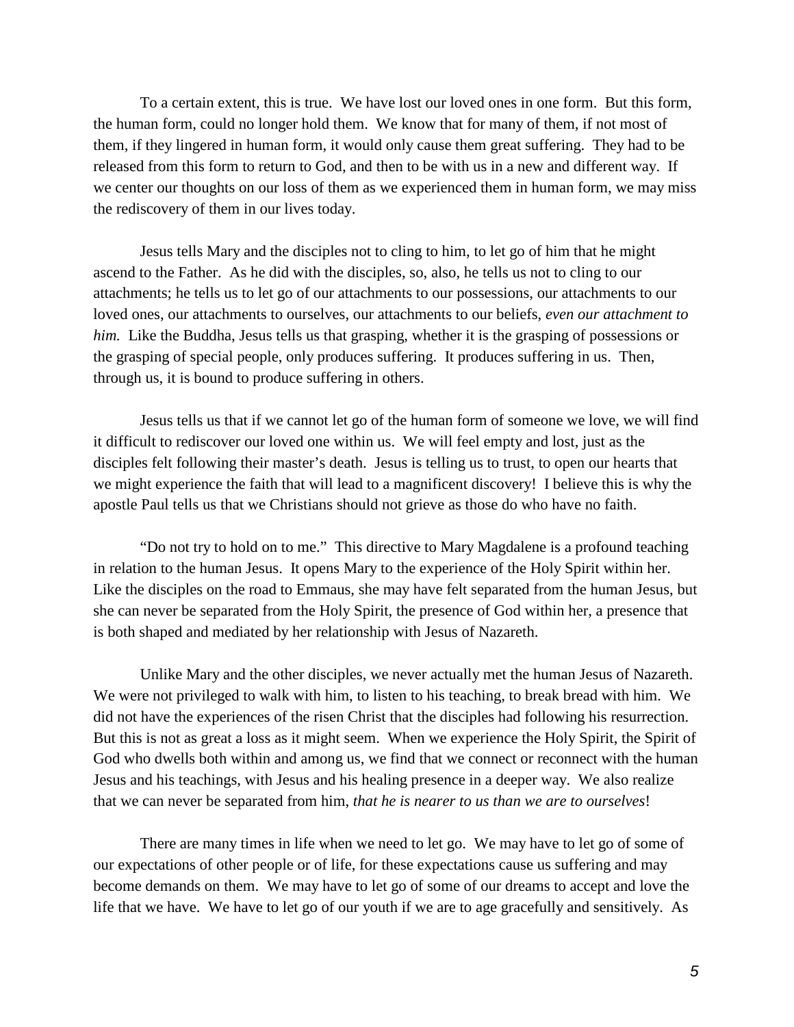To a certain extent, this is true. We have lost our loved ones in one form. But this form, the human form, could no longer hold them. We know that for many of them, if not most of them, if they lingered in human form, it would only cause them great suffering. They had to be released from this form to return to God, and then to be with us in a new and different way. If we center our thoughts on our loss of them as we experienced them in human form, we may miss the rediscovery of them in our lives today.

Jesus tells Mary and the disciples not to cling to him, to let go of him that he might ascend to the Father. As he did with the disciples, so, also, he tells us not to cling to our attachments; he tells us to let go of our attachments to our possessions, our attachments to our loved ones, our attachments to ourselves, our attachments to our beliefs, *even our attachment to him.* Like the Buddha, Jesus tells us that grasping, whether it is the grasping of possessions or the grasping of special people, only produces suffering. It produces suffering in us. Then, through us, it is bound to produce suffering in others.

Jesus tells us that if we cannot let go of the human form of someone we love, we will find it difficult to rediscover our loved one within us. We will feel empty and lost, just as the disciples felt following their master's death. Jesus is telling us to trust, to open our hearts that we might experience the faith that will lead to a magnificent discovery! I believe this is why the apostle Paul tells us that we Christians should not grieve as those do who have no faith.

"Do not try to hold on to me." This directive to Mary Magdalene is a profound teaching in relation to the human Jesus. It opens Mary to the experience of the Holy Spirit within her. Like the disciples on the road to Emmaus, she may have felt separated from the human Jesus, but she can never be separated from the Holy Spirit, the presence of God within her, a presence that is both shaped and mediated by her relationship with Jesus of Nazareth.

Unlike Mary and the other disciples, we never actually met the human Jesus of Nazareth. We were not privileged to walk with him, to listen to his teaching, to break bread with him. We did not have the experiences of the risen Christ that the disciples had following his resurrection. But this is not as great a loss as it might seem. When we experience the Holy Spirit, the Spirit of God who dwells both within and among us, we find that we connect or reconnect with the human Jesus and his teachings, with Jesus and his healing presence in a deeper way. We also realize that we can never be separated from him, *that he is nearer to us than we are to ourselves*!

There are many times in life when we need to let go. We may have to let go of some of our expectations of other people or of life, for these expectations cause us suffering and may become demands on them. We may have to let go of some of our dreams to accept and love the life that we have. We have to let go of our youth if we are to age gracefully and sensitively. As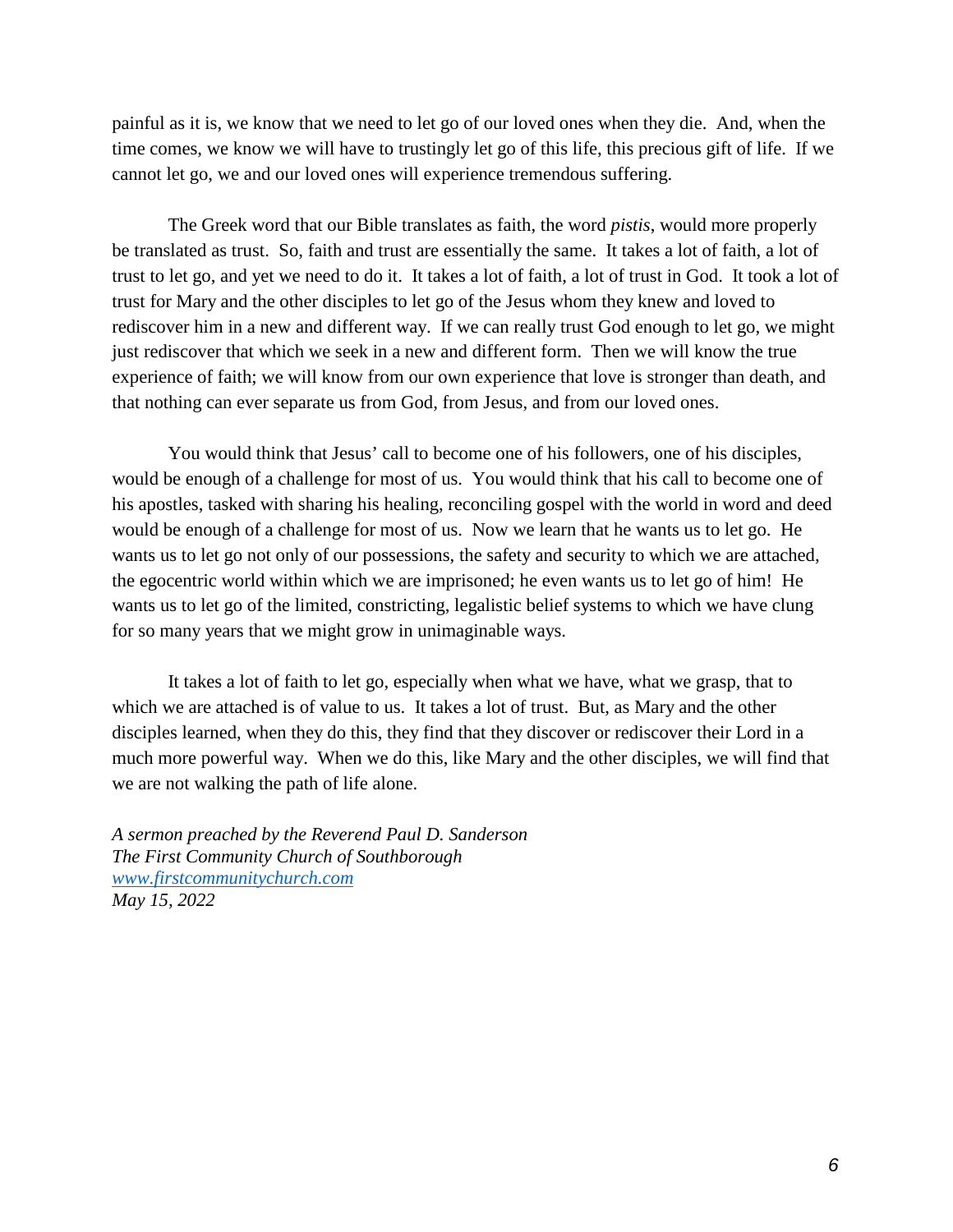painful as it is, we know that we need to let go of our loved ones when they die. And, when the time comes, we know we will have to trustingly let go of this life, this precious gift of life. If we cannot let go, we and our loved ones will experience tremendous suffering.

The Greek word that our Bible translates as faith, the word *pistis*, would more properly be translated as trust. So, faith and trust are essentially the same. It takes a lot of faith, a lot of trust to let go, and yet we need to do it. It takes a lot of faith, a lot of trust in God. It took a lot of trust for Mary and the other disciples to let go of the Jesus whom they knew and loved to rediscover him in a new and different way. If we can really trust God enough to let go, we might just rediscover that which we seek in a new and different form. Then we will know the true experience of faith; we will know from our own experience that love is stronger than death, and that nothing can ever separate us from God, from Jesus, and from our loved ones.

You would think that Jesus' call to become one of his followers, one of his disciples, would be enough of a challenge for most of us. You would think that his call to become one of his apostles, tasked with sharing his healing, reconciling gospel with the world in word and deed would be enough of a challenge for most of us. Now we learn that he wants us to let go. He wants us to let go not only of our possessions, the safety and security to which we are attached, the egocentric world within which we are imprisoned; he even wants us to let go of him! He wants us to let go of the limited, constricting, legalistic belief systems to which we have clung for so many years that we might grow in unimaginable ways.

It takes a lot of faith to let go, especially when what we have, what we grasp, that to which we are attached is of value to us. It takes a lot of trust. But, as Mary and the other disciples learned, when they do this, they find that they discover or rediscover their Lord in a much more powerful way. When we do this, like Mary and the other disciples, we will find that we are not walking the path of life alone.

*A sermon preached by the Reverend Paul D. Sanderson*
*The First Community Church of Southborough*
*[www.firstcommunitychurch.com](http://www.firstcommunitychurch.com)*
*May 15, 2022*